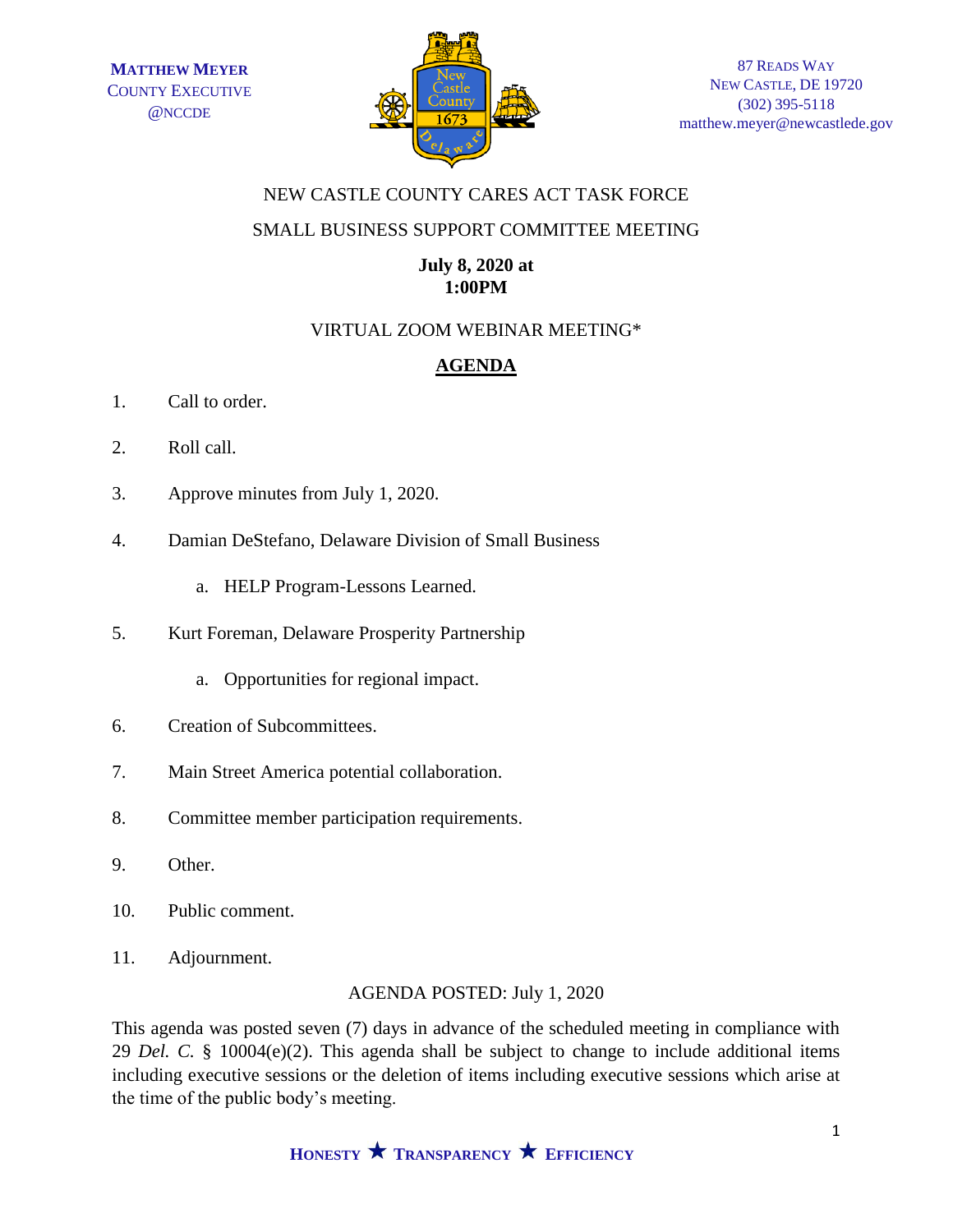**MATTHEW MEYER**
COUNTY EXECUTIVE
@NCCDE

87 READS WAY
NEW CASTLE, DE 19720
(302) 395-5118
matthew.meyer@newcastlede.gov

NEW CASTLE COUNTY CARES ACT TASK FORCE

SMALL BUSINESS SUPPORT COMMITTEE MEETING

**July 8, 2020 at**
**1:00PM**

VIRTUAL ZOOM WEBINAR MEETING*

## AGENDA

1. Call to order.
2. Roll call.
3. Approve minutes from July 1, 2020.
4. Damian DeStefano, Delaware Division of Small Business
    a. HELP Program-Lessons Learned.
5. Kurt Foreman, Delaware Prosperity Partnership
    a. Opportunities for regional impact.
6. Creation of Subcommittees.
7. Main Street America potential collaboration.
8. Committee member participation requirements.
9. Other.
10. Public comment.
11. Adjournment.

AGENDA POSTED: July 1, 2020

This agenda was posted seven (7) days in advance of the scheduled meeting in compliance with 29 *Del. C.* § 10004(e)(2). This agenda shall be subject to change to include additional items including executive sessions or the deletion of items including executive sessions which arise at the time of the public body's meeting.

**HONESTY ★ TRANSPARENCY ★ EFFICIENCY**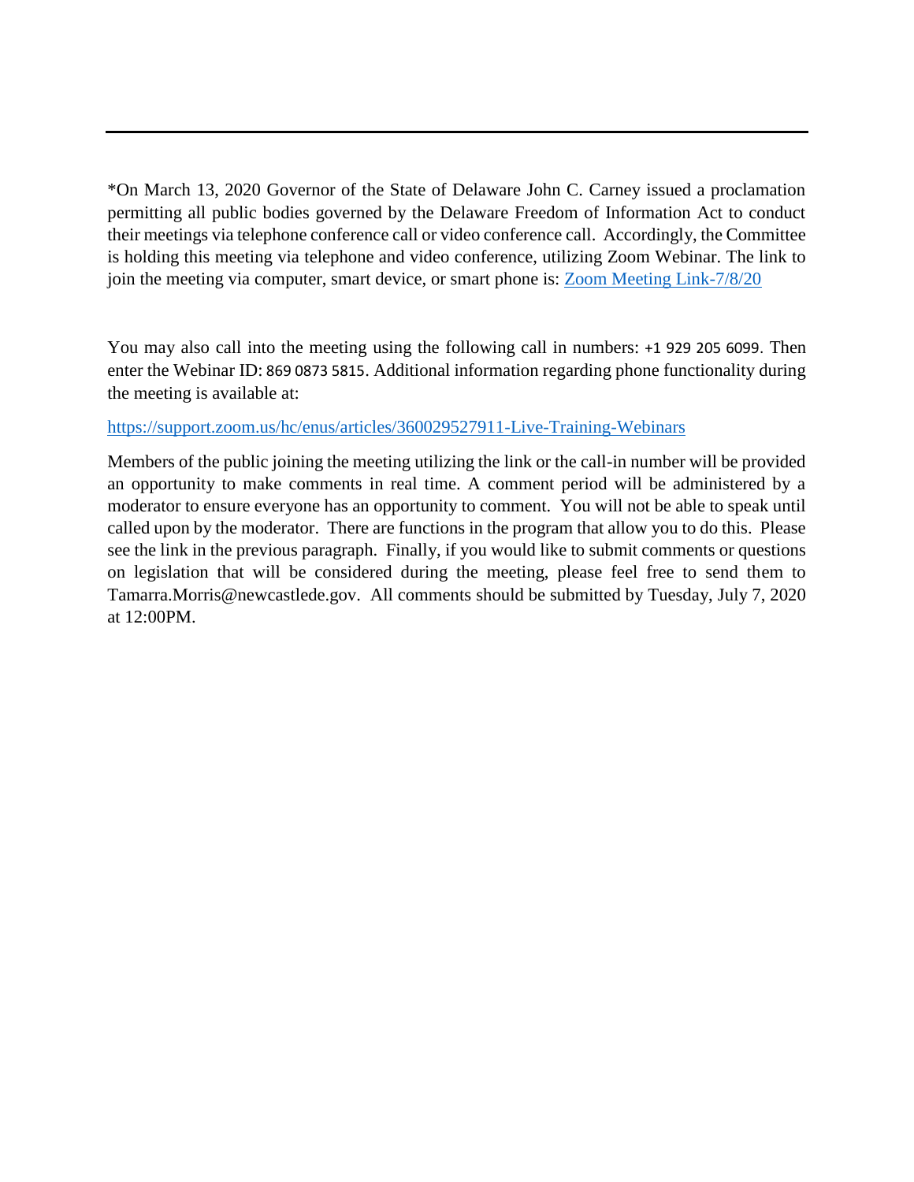---

*On March 13, 2020 Governor of the State of Delaware John C. Carney issued a proclamation permitting all public bodies governed by the Delaware Freedom of Information Act to conduct their meetings via telephone conference call or video conference call. Accordingly, the Committee is holding this meeting via telephone and video conference, utilizing Zoom Webinar. The link to join the meeting via computer, smart device, or smart phone is: Zoom Meeting Link-7/8/20

You may also call into the meeting using the following call in numbers: +1 929 205 6099. Then enter the Webinar ID: 869 0873 5815. Additional information regarding phone functionality during the meeting is available at:

https://support.zoom.us/hc/enus/articles/360029527911-Live-Training-Webinars

Members of the public joining the meeting utilizing the link or the call-in number will be provided an opportunity to make comments in real time. A comment period will be administered by a moderator to ensure everyone has an opportunity to comment. You will not be able to speak until called upon by the moderator. There are functions in the program that allow you to do this. Please see the link in the previous paragraph. Finally, if you would like to submit comments or questions on legislation that will be considered during the meeting, please feel free to send them to Tamarra.Morris@newcastlede.gov. All comments should be submitted by Tuesday, July 7, 2020 at 12:00PM.